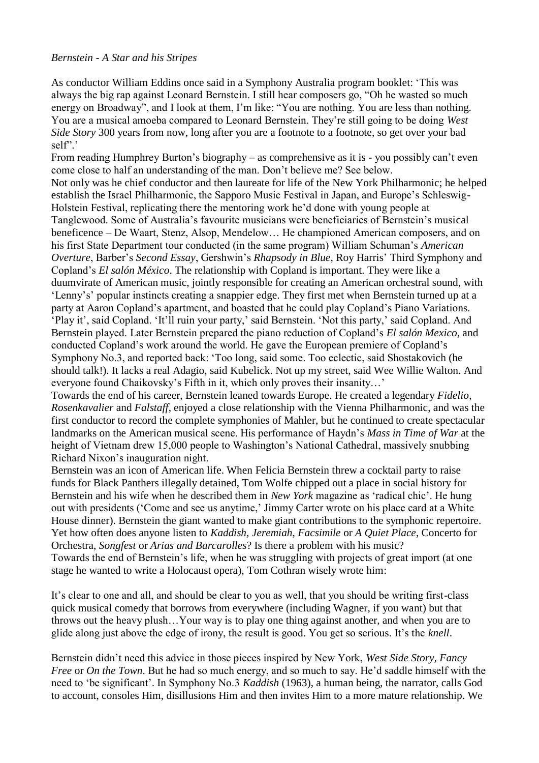*Bernstein - A Star and his Stripes*

As conductor William Eddins once said in a Symphony Australia program booklet: 'This was always the big rap against Leonard Bernstein. I still hear composers go, "Oh he wasted so much energy on Broadway", and I look at them, I'm like: "You are nothing. You are less than nothing. You are a musical amoeba compared to Leonard Bernstein. They're still going to be doing *West Side Story* 300 years from now, long after you are a footnote to a footnote, so get over your bad self".'

From reading Humphrey Burton's biography – as comprehensive as it is - you possibly can't even come close to half an understanding of the man. Don't believe me? See below.

Not only was he chief conductor and then laureate for life of the New York Philharmonic; he helped establish the Israel Philharmonic, the Sapporo Music Festival in Japan, and Europe's Schleswig-Holstein Festival, replicating there the mentoring work he'd done with young people at Tanglewood. Some of Australia's favourite musicians were beneficiaries of Bernstein's musical beneficence – De Waart, Stenz, Alsop, Mendelow… He championed American composers, and on his first State Department tour conducted (in the same program) William Schuman's *American Overture*, Barber's *Second Essay*, Gershwin's *Rhapsody in Blue*, Roy Harris' Third Symphony and Copland's *El salón México*. The relationship with Copland is important. They were like a duumvirate of American music, jointly responsible for creating an American orchestral sound, with 'Lenny's' popular instincts creating a snappier edge. They first met when Bernstein turned up at a party at Aaron Copland's apartment, and boasted that he could play Copland's Piano Variations. 'Play it', said Copland. 'It'll ruin your party,' said Bernstein. 'Not this party,' said Copland. And Bernstein played. Later Bernstein prepared the piano reduction of Copland's *El salón Mexico*, and conducted Copland's work around the world. He gave the European premiere of Copland's Symphony No.3, and reported back: 'Too long, said some. Too eclectic, said Shostakovich (he should talk!). It lacks a real Adagio, said Kubelick. Not up my street, said Wee Willie Walton. And everyone found Chaikovsky's Fifth in it, which only proves their insanity…'

Towards the end of his career, Bernstein leaned towards Europe. He created a legendary *Fidelio*, *Rosenkavalier* and *Falstaff*, enjoyed a close relationship with the Vienna Philharmonic, and was the first conductor to record the complete symphonies of Mahler, but he continued to create spectacular landmarks on the American musical scene. His performance of Haydn's *Mass in Time of War* at the height of Vietnam drew 15,000 people to Washington's National Cathedral, massively snubbing Richard Nixon's inauguration night.

Bernstein was an icon of American life. When Felicia Bernstein threw a cocktail party to raise funds for Black Panthers illegally detained, Tom Wolfe chipped out a place in social history for Bernstein and his wife when he described them in *New York* magazine as 'radical chic'. He hung out with presidents ('Come and see us anytime,' Jimmy Carter wrote on his place card at a White House dinner). Bernstein the giant wanted to make giant contributions to the symphonic repertoire. Yet how often does anyone listen to *Kaddish*, *Jeremiah*, *Facsimile* or *A Quiet Place*, Concerto for Orchestra, *Songfest* or *Arias and Barcarolles*? Is there a problem with his music?

Towards the end of Bernstein's life, when he was struggling with projects of great import (at one stage he wanted to write a Holocaust opera), Tom Cothran wisely wrote him:

> It's clear to one and all, and should be clear to you as well, that you should be writing first-class quick musical comedy that borrows from everywhere (including Wagner, if you want) but that throws out the heavy plush…Your way is to play one thing against another, and when you are to glide along just above the edge of irony, the result is good. You get so serious. It's the *knell*.

Bernstein didn't need this advice in those pieces inspired by New York, *West Side Story*, *Fancy Free* or *On the Town*. But he had so much energy, and so much to say. He'd saddle himself with the need to 'be significant'. In Symphony No.3 *Kaddish* (1963), a human being, the narrator, calls God to account, consoles Him, disillusions Him and then invites Him to a more mature relationship. We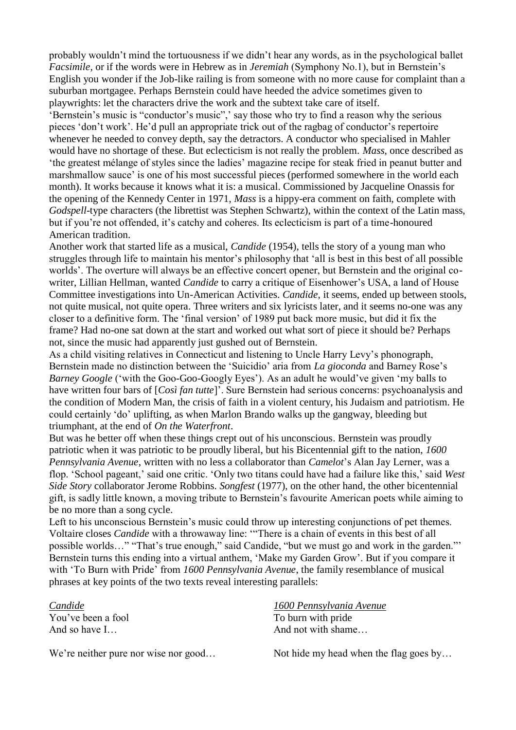probably wouldn't mind the tortuousness if we didn't hear any words, as in the psychological ballet *Facsimile,* or if the words were in Hebrew as in *Jeremiah* (Symphony No.1), but in Bernstein's English you wonder if the Job-like railing is from someone with no more cause for complaint than a suburban mortgagee. Perhaps Bernstein could have heeded the advice sometimes given to playwrights: let the characters drive the work and the subtext take care of itself.

'Bernstein's music is "conductor's music",' say those who try to find a reason why the serious pieces 'don't work'. He'd pull an appropriate trick out of the ragbag of conductor's repertoire whenever he needed to convey depth, say the detractors. A conductor who specialised in Mahler would have no shortage of these. But eclecticism is not really the problem. *Mass*, once described as 'the greatest mélange of styles since the ladies' magazine recipe for steak fried in peanut butter and marshmallow sauce' is one of his most successful pieces (performed somewhere in the world each month). It works because it knows what it is: a musical. Commissioned by Jacqueline Onassis for the opening of the Kennedy Center in 1971, *Mass* is a hippy-era comment on faith, complete with *Godspell*-type characters (the librettist was Stephen Schwartz), within the context of the Latin mass, but if you're not offended, it's catchy and coheres. Its eclecticism is part of a time-honoured American tradition.

Another work that started life as a musical, *Candide* (1954), tells the story of a young man who struggles through life to maintain his mentor's philosophy that 'all is best in this best of all possible worlds'. The overture will always be an effective concert opener, but Bernstein and the original co-writer, Lillian Hellman, wanted *Candide* to carry a critique of Eisenhower's USA, a land of House Committee investigations into Un-American Activities. *Candide*, it seems, ended up between stools, not quite musical, not quite opera. Three writers and six lyricists later, and it seems no-one was any closer to a definitive form. The 'final version' of 1989 put back more music, but did it fix the frame? Had no-one sat down at the start and worked out what sort of piece it should be? Perhaps not, since the music had apparently just gushed out of Bernstein.

As a child visiting relatives in Connecticut and listening to Uncle Harry Levy's phonograph, Bernstein made no distinction between the 'Suicidio' aria from *La gioconda* and Barney Rose's *Barney Google* ('with the Goo-Goo-Googly Eyes'). As an adult he would've given 'my balls to have written four bars of [*Così fan tutte*]'. Sure Bernstein had serious concerns: psychoanalysis and the condition of Modern Man, the crisis of faith in a violent century, his Judaism and patriotism. He could certainly 'do' uplifting, as when Marlon Brando walks up the gangway, bleeding but triumphant, at the end of *On the Waterfront*.

But was he better off when these things crept out of his unconscious. Bernstein was proudly patriotic when it was patriotic to be proudly liberal, but his Bicentennial gift to the nation, *1600 Pennsylvania Avenue*, written with no less a collaborator than *Camelot*'s Alan Jay Lerner, was a flop. 'School pageant,' said one critic. 'Only two titans could have had a failure like this,' said *West Side Story* collaborator Jerome Robbins. *Songfest* (1977), on the other hand, the other bicentennial gift, is sadly little known, a moving tribute to Bernstein's favourite American poets while aiming to be no more than a song cycle.

Left to his unconscious Bernstein's music could throw up interesting conjunctions of pet themes. Voltaire closes *Candide* with a throwaway line: '"There is a chain of events in this best of all possible worlds…" "That's true enough," said Candide, "but we must go and work in the garden."' Bernstein turns this ending into a virtual anthem, 'Make my Garden Grow'. But if you compare it with 'To Burn with Pride' from *1600 Pennsylvania Avenue*, the family resemblance of musical phrases at key points of the two texts reveal interesting parallels:

| *Candide* | *1600 Pennsylvania Avenue* |
| --- | --- |
| You've been a fool<br>And so have I… | To burn with pride<br>And not with shame… |
| We're neither pure nor wise nor good… | Not hide my head when the flag goes by… |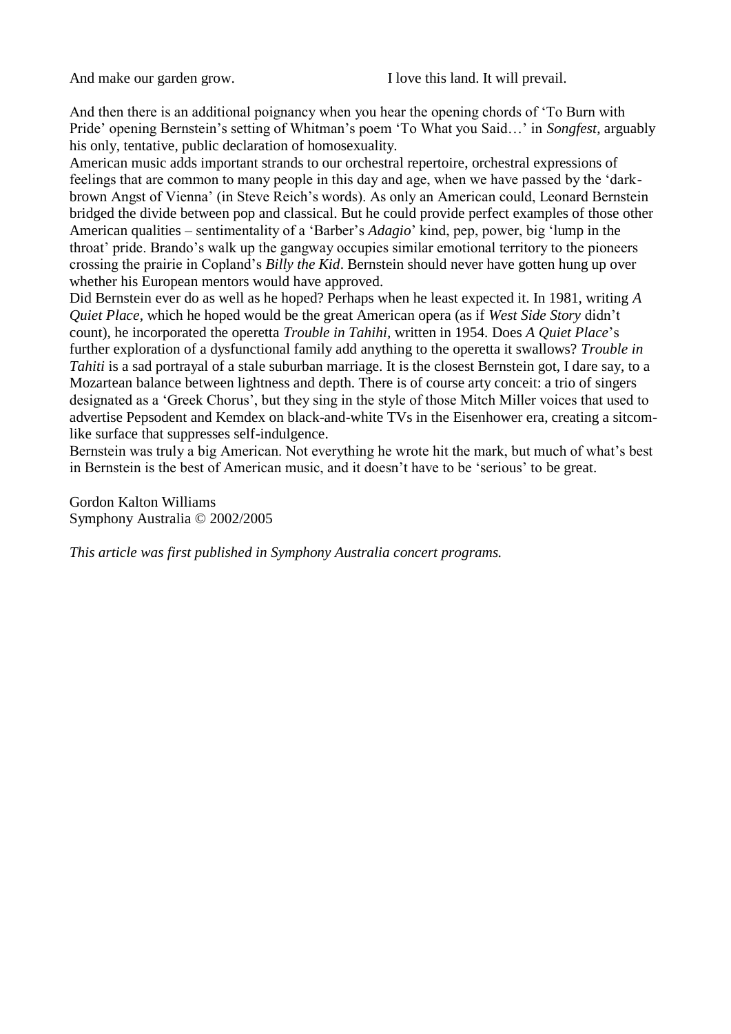| | |
|---|---|
| And make our garden grow. | I love this land. It will prevail. |

And then there is an additional poignancy when you hear the opening chords of 'To Burn with Pride' opening Bernstein's setting of Whitman's poem 'To What you Said…' in *Songfest*, arguably his only, tentative, public declaration of homosexuality.

American music adds important strands to our orchestral repertoire, orchestral expressions of feelings that are common to many people in this day and age, when we have passed by the 'dark-brown Angst of Vienna' (in Steve Reich's words). As only an American could, Leonard Bernstein bridged the divide between pop and classical. But he could provide perfect examples of those other American qualities – sentimentality of a 'Barber's *Adagio*' kind, pep, power, big 'lump in the throat' pride. Brando's walk up the gangway occupies similar emotional territory to the pioneers crossing the prairie in Copland's *Billy the Kid*. Bernstein should never have gotten hung up over whether his European mentors would have approved.

Did Bernstein ever do as well as he hoped? Perhaps when he least expected it. In 1981, writing *A Quiet Place*, which he hoped would be the great American opera (as if *West Side Story* didn't count), he incorporated the operetta *Trouble in Tahihi*, written in 1954. Does *A Quiet Place*'s further exploration of a dysfunctional family add anything to the operetta it swallows? *Trouble in Tahiti* is a sad portrayal of a stale suburban marriage. It is the closest Bernstein got, I dare say, to a Mozartean balance between lightness and depth. There is of course arty conceit: a trio of singers designated as a 'Greek Chorus', but they sing in the style of those Mitch Miller voices that used to advertise Pepsodent and Kemdex on black-and-white TVs in the Eisenhower era, creating a sitcom-like surface that suppresses self-indulgence.

Bernstein was truly a big American. Not everything he wrote hit the mark, but much of what's best in Bernstein is the best of American music, and it doesn't have to be 'serious' to be great.

Gordon Kalton Williams
Symphony Australia © 2002/2005

*This article was first published in Symphony Australia concert programs.*